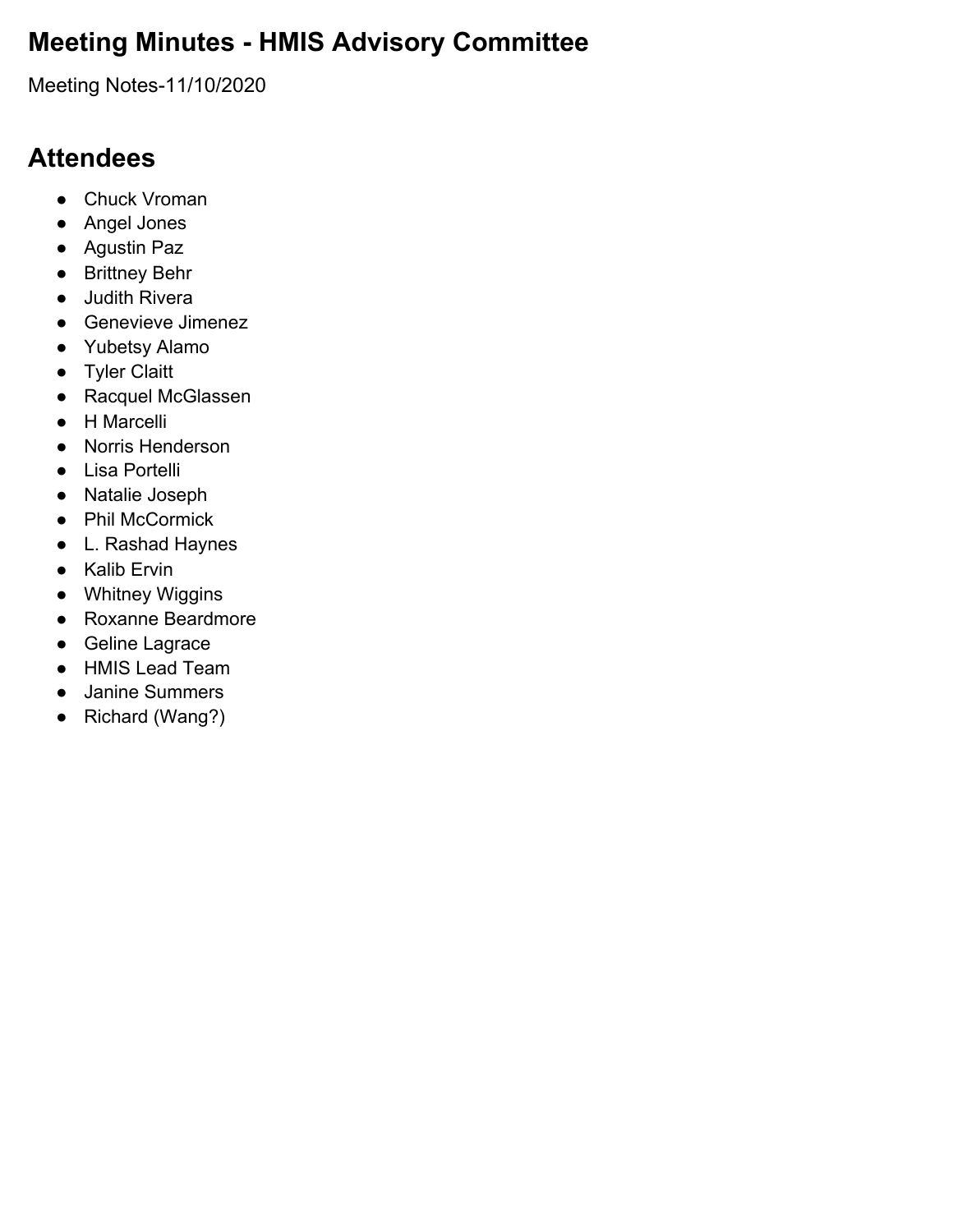# Meeting Minutes - HMIS Advisory Committee

Meeting Notes-11/10/2020

## Attendees

- Chuck Vroman
- Angel Jones
- Agustin Paz
- Brittney Behr
- Judith Rivera
- Genevieve Jimenez
- Yubetsy Alamo
- Tyler Claitt
- Racquel McGlassen
- H Marcelli
- Norris Henderson
- Lisa Portelli
- Natalie Joseph
- Phil McCormick
- L. Rashad Haynes
- Kalib Ervin
- Whitney Wiggins
- Roxanne Beardmore
- Geline Lagrace
- HMIS Lead Team
- Janine Summers
- Richard (Wang?)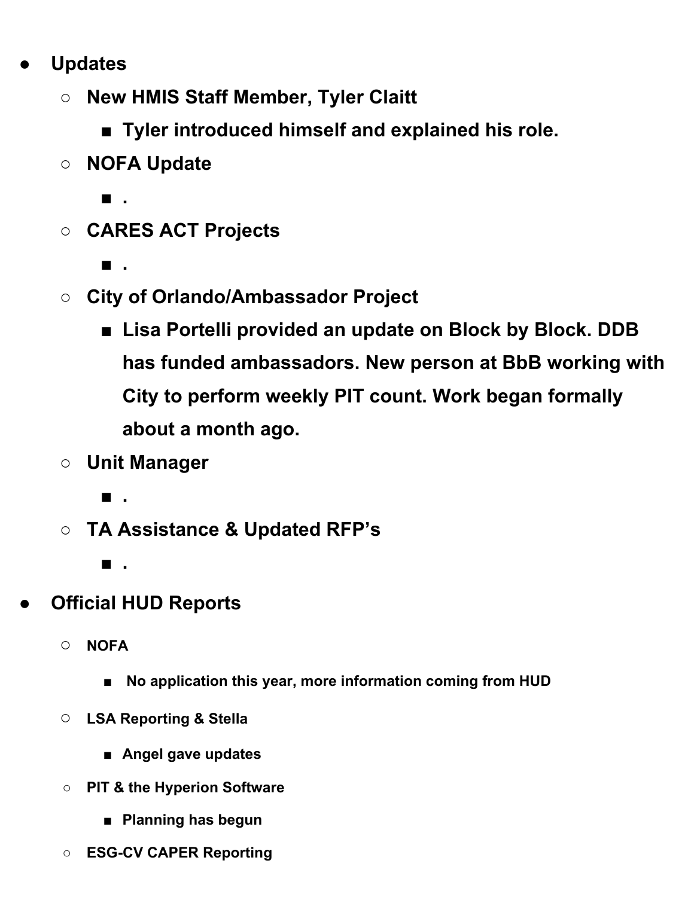- **Updates**
  - **New HMIS Staff Member, Tyler Claitt**
    - **Tyler introduced himself and explained his role.**
  - **NOFA Update**
    - **.**
  - **CARES ACT Projects**
    - **.**
  - **City of Orlando/Ambassador Project**
    - **Lisa Portelli provided an update on Block by Block. DDB has funded ambassadors. New person at BbB working with City to perform weekly PIT count. Work began formally about a month ago.**
  - **Unit Manager**
    - **.**
  - **TA Assistance & Updated RFP's**
    - **.**
- **Official HUD Reports**
  - **NOFA**
    - **No application this year, more information coming from HUD**
  - **LSA Reporting & Stella**
    - **Angel gave updates**
  - **PIT & the Hyperion Software**
    - **Planning has begun**
  - **ESG-CV CAPER Reporting**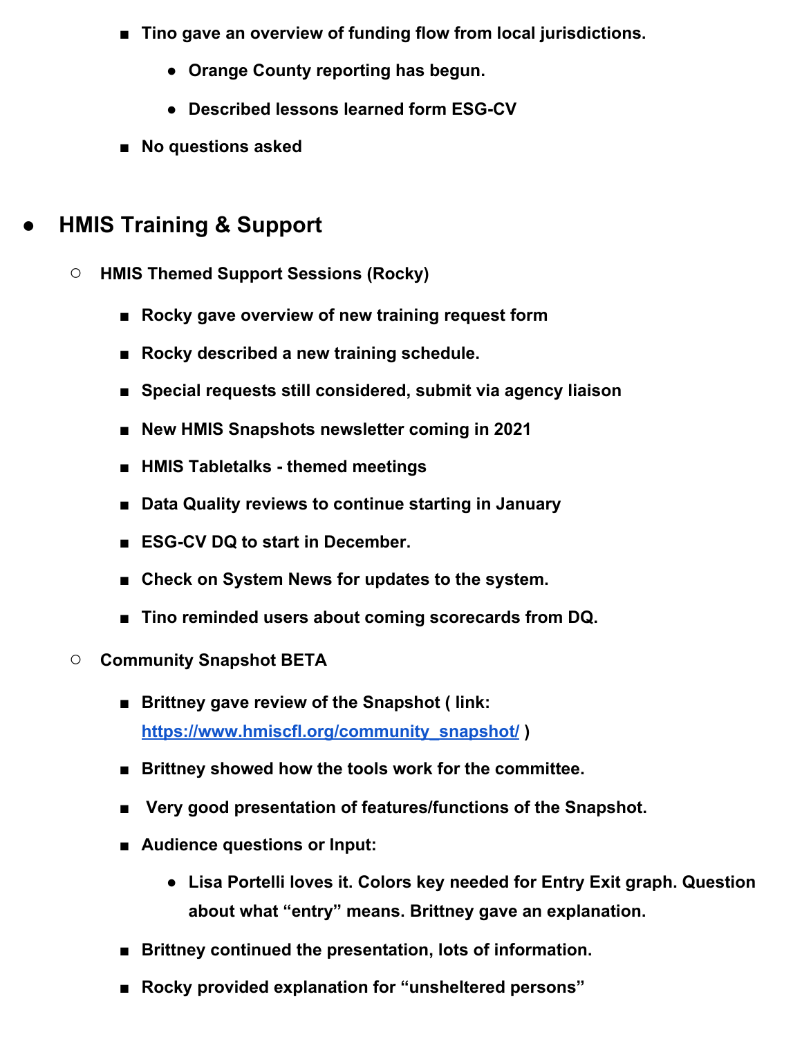- **Tino gave an overview of funding flow from local jurisdictions.**
      - **Orange County reporting has begun.**
      - **Described lessons learned form ESG-CV**
    - **No questions asked**

- ## HMIS Training & Support
  - **HMIS Themed Support Sessions (Rocky)**
    - **Rocky gave overview of new training request form**
    - **Rocky described a new training schedule.**
    - **Special requests still considered, submit via agency liaison**
    - **New HMIS Snapshots newsletter coming in 2021**
    - **HMIS Tabletalks - themed meetings**
    - **Data Quality reviews to continue starting in January**
    - **ESG-CV DQ to start in December.**
    - **Check on System News for updates to the system.**
    - **Tino reminded users about coming scorecards from DQ.**
  - **Community Snapshot BETA**
    - **Brittney gave review of the Snapshot ( link: [https://www.hmiscfl.org/community_snapshot/](https://www.hmiscfl.org/community_snapshot/) )**
    - **Brittney showed how the tools work for the committee.**
    - **Very good presentation of features/functions of the Snapshot.**
    - **Audience questions or Input:**
      - **Lisa Portelli loves it. Colors key needed for Entry Exit graph. Question about what "entry" means. Brittney gave an explanation.**
    - **Brittney continued the presentation, lots of information.**
    - **Rocky provided explanation for "unsheltered persons"**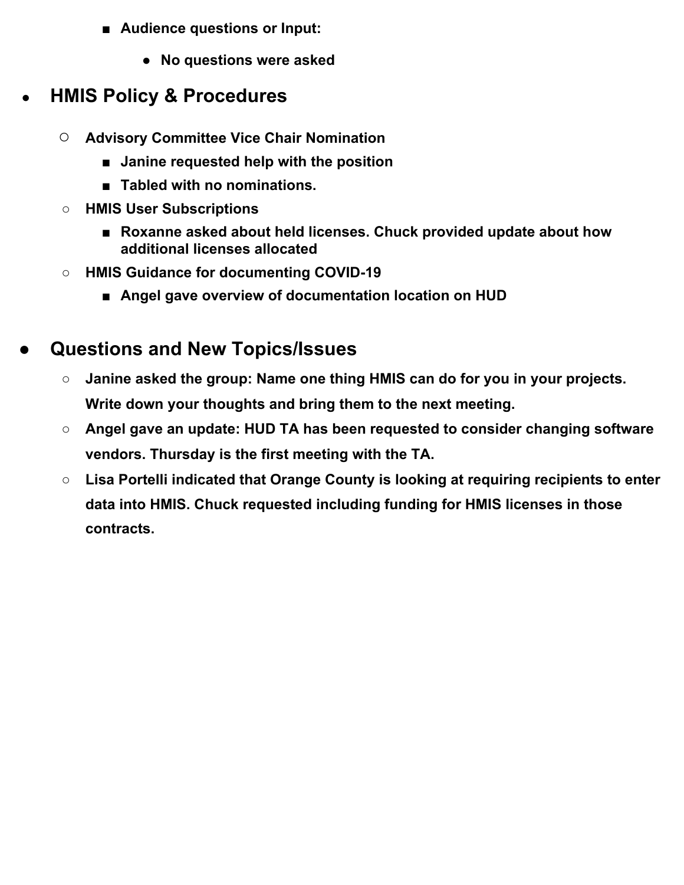- **Audience questions or Input:**
            - **No questions were asked**

- ## HMIS Policy & Procedures

    - **Advisory Committee Vice Chair Nomination**
        - **Janine requested help with the position**
        - **Tabled with no nominations.**
    - **HMIS User Subscriptions**
        - **Roxanne asked about held licenses. Chuck provided update about how additional licenses allocated**
    - **HMIS Guidance for documenting COVID-19**
        - **Angel gave overview of documentation location on HUD**

- ## Questions and New Topics/Issues
    - **Janine asked the group: Name one thing HMIS can do for you in your projects. Write down your thoughts and bring them to the next meeting.**
    - **Angel gave an update: HUD TA has been requested to consider changing software vendors. Thursday is the first meeting with the TA.**
    - **Lisa Portelli indicated that Orange County is looking at requiring recipients to enter data into HMIS. Chuck requested including funding for HMIS licenses in those contracts.**